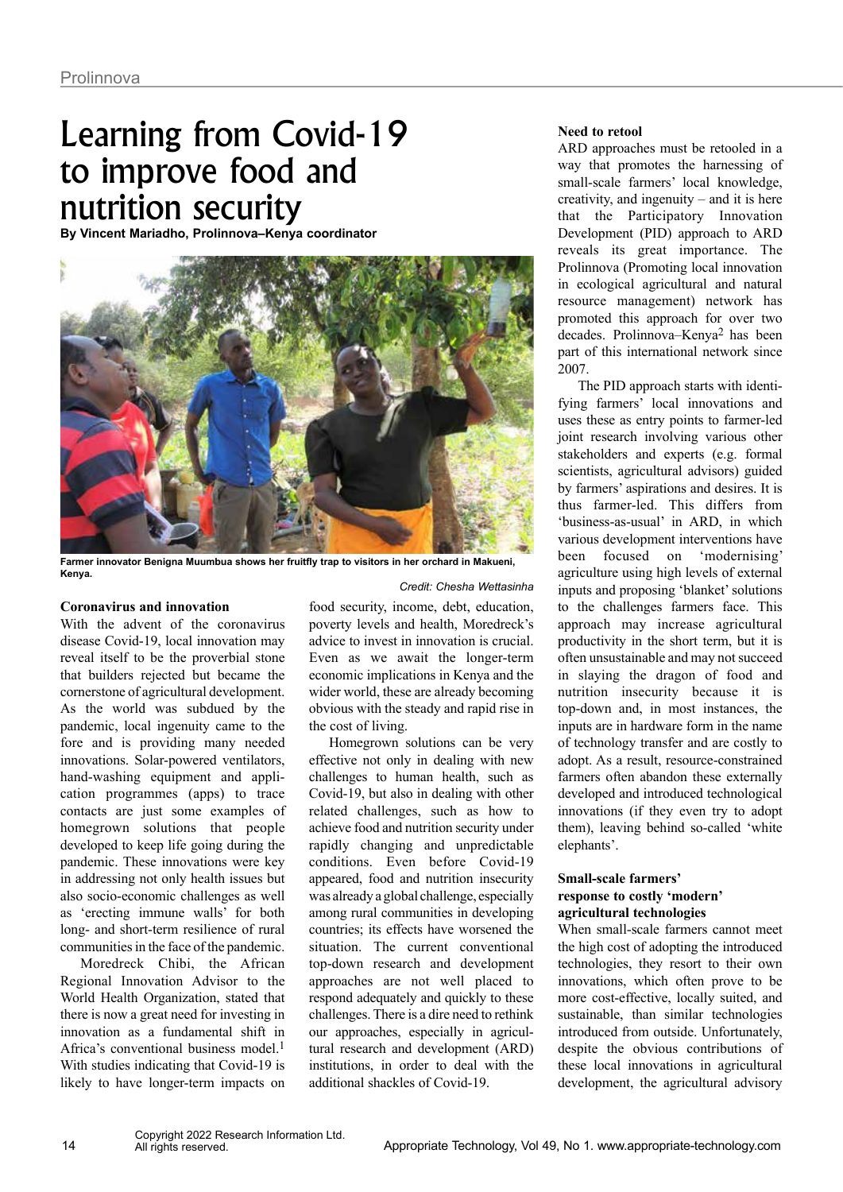# Learning from Covid-19 to improve food and nutrition security

**By Vincent Mariadho, Prolinnova–Kenya coordinator**

Farmer innovator Benigna Muumbua shows her fruitfly trap to visitors in her orchard in Makueni, Kenya.

*Credit: Chesha Wettasinha*

### Coronavirus and innovation

With the advent of the coronavirus disease Covid-19, local innovation may reveal itself to be the proverbial stone that builders rejected but became the cornerstone of agricultural development. As the world was subdued by the pandemic, local ingenuity came to the fore and is providing many needed innovations. Solar-powered ventilators, hand-washing equipment and application programmes (apps) to trace contacts are just some examples of homegrown solutions that people developed to keep life going during the pandemic. These innovations were key in addressing not only health issues but also socio-economic challenges as well as 'erecting immune walls' for both long- and short-term resilience of rural communities in the face of the pandemic.

Moredreck Chibi, the African Regional Innovation Advisor to the World Health Organization, stated that there is now a great need for investing in innovation as a fundamental shift in Africa's conventional business model.[1] With studies indicating that Covid-19 is likely to have longer-term impacts on food security, income, debt, education, poverty levels and health, Moredreck's advice to invest in innovation is crucial. Even as we await the longer-term economic implications in Kenya and the wider world, these are already becoming obvious with the steady and rapid rise in the cost of living.

Homegrown solutions can be very effective not only in dealing with new challenges to human health, such as Covid-19, but also in dealing with other related challenges, such as how to achieve food and nutrition security under rapidly changing and unpredictable conditions. Even before Covid-19 appeared, food and nutrition insecurity was already a global challenge, especially among rural communities in developing countries; its effects have worsened the situation. The current conventional top-down research and development approaches are not well placed to respond adequately and quickly to these challenges. There is a dire need to rethink our approaches, especially in agricultural research and development (ARD) institutions, in order to deal with the additional shackles of Covid-19.

### Need to retool

ARD approaches must be retooled in a way that promotes the harnessing of small-scale farmers' local knowledge, creativity, and ingenuity – and it is here that the Participatory Innovation Development (PID) approach to ARD reveals its great importance. The Prolinnova (Promoting local innovation in ecological agricultural and natural resource management) network has promoted this approach for over two decades. Prolinnova–Kenya[2] has been part of this international network since 2007.

The PID approach starts with identifying farmers' local innovations and uses these as entry points to farmer-led joint research involving various other stakeholders and experts (e.g. formal scientists, agricultural advisors) guided by farmers' aspirations and desires. It is thus farmer-led. This differs from 'business-as-usual' in ARD, in which various development interventions have been focused on 'modernising' agriculture using high levels of external inputs and proposing 'blanket' solutions to the challenges farmers face. This approach may increase agricultural productivity in the short term, but it is often unsustainable and may not succeed in slaying the dragon of food and nutrition insecurity because it is top-down and, in most instances, the inputs are in hardware form in the name of technology transfer and are costly to adopt. As a result, resource-constrained farmers often abandon these externally developed and introduced technological innovations (if they even try to adopt them), leaving behind so-called 'white elephants'.

### Small-scale farmers' response to costly 'modern' agricultural technologies

When small-scale farmers cannot meet the high cost of adopting the introduced technologies, they resort to their own innovations, which often prove to be more cost-effective, locally suited, and sustainable, than similar technologies introduced from outside. Unfortunately, despite the obvious contributions of these local innovations in agricultural development, the agricultural advisory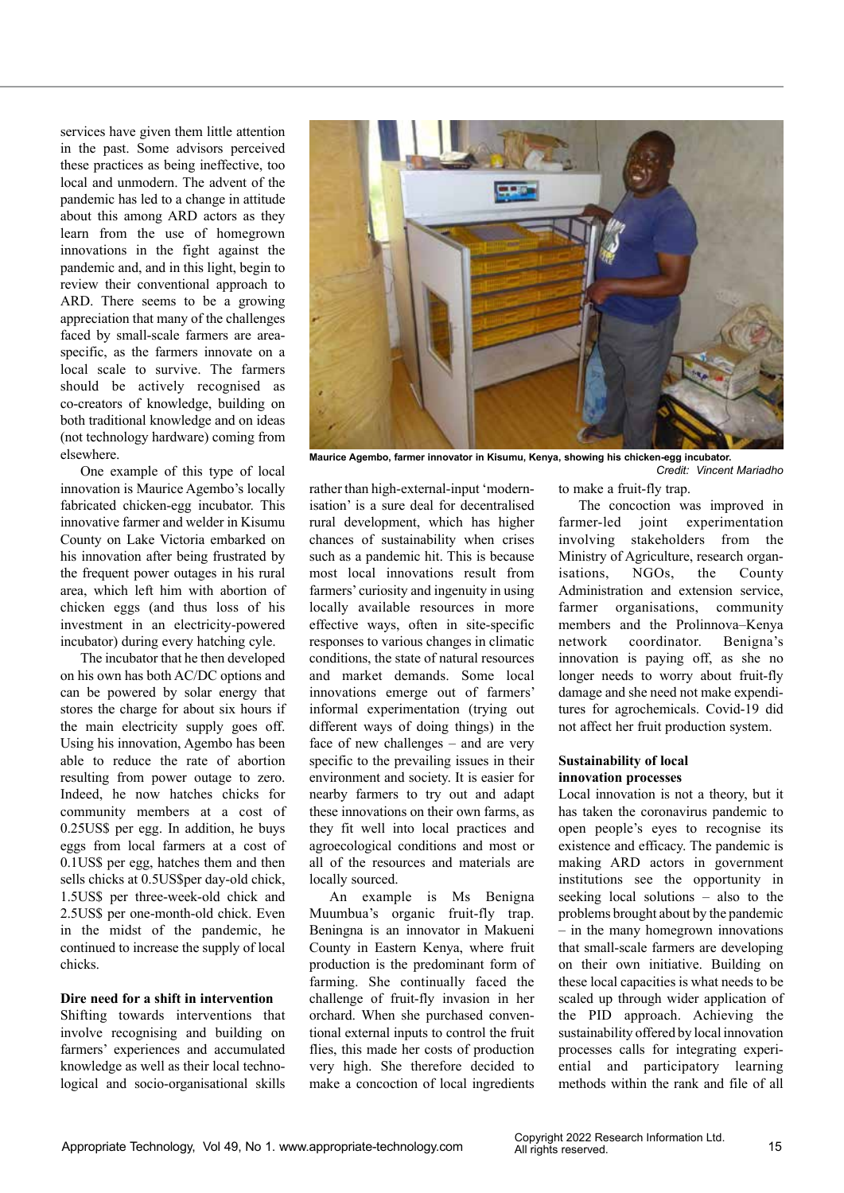services have given them little attention in the past. Some advisors perceived these practices as being ineffective, too local and unmodern. The advent of the pandemic has led to a change in attitude about this among ARD actors as they learn from the use of homegrown innovations in the fight against the pandemic and, and in this light, begin to review their conventional approach to ARD. There seems to be a growing appreciation that many of the challenges faced by small-scale farmers are area-specific, as the farmers innovate on a local scale to survive. The farmers should be actively recognised as co-creators of knowledge, building on both traditional knowledge and on ideas (not technology hardware) coming from elsewhere.

One example of this type of local innovation is Maurice Agembo's locally fabricated chicken-egg incubator. This innovative farmer and welder in Kisumu County on Lake Victoria embarked on his innovation after being frustrated by the frequent power outages in his rural area, which left him with abortion of chicken eggs (and thus loss of his investment in an electricity-powered incubator) during every hatching cyle.

The incubator that he then developed on his own has both AC/DC options and can be powered by solar energy that stores the charge for about six hours if the main electricity supply goes off. Using his innovation, Agembo has been able to reduce the rate of abortion resulting from power outage to zero. Indeed, he now hatches chicks for community members at a cost of 0.25US$ per egg. In addition, he buys eggs from local farmers at a cost of 0.1US$ per egg, hatches them and then sells chicks at 0.5US$per day-old chick, 1.5US$ per three-week-old chick and 2.5US$ per one-month-old chick. Even in the midst of the pandemic, he continued to increase the supply of local chicks.

**Maurice Agembo, farmer innovator in Kisumu, Kenya, showing his chicken-egg incubator.**
*Credit: Vincent Mariadho*

**Dire need for a shift in intervention**

Shifting towards interventions that involve recognising and building on farmers' experiences and accumulated knowledge as well as their local technological and socio-organisational skills rather than high-external-input 'modernisation' is a sure deal for decentralised rural development, which has higher chances of sustainability when crises such as a pandemic hit. This is because most local innovations result from farmers' curiosity and ingenuity in using locally available resources in more effective ways, often in site-specific responses to various changes in climatic conditions, the state of natural resources and market demands. Some local innovations emerge out of farmers' informal experimentation (trying out different ways of doing things) in the face of new challenges – and are very specific to the prevailing issues in their environment and society. It is easier for nearby farmers to try out and adapt these innovations on their own farms, as they fit well into local practices and agroecological conditions and most or all of the resources and materials are locally sourced.

An example is Ms Benigna Muumbua's organic fruit-fly trap. Beningna is an innovator in Makueni County in Eastern Kenya, where fruit production is the predominant form of farming. She continually faced the challenge of fruit-fly invasion in her orchard. When she purchased conventional external inputs to control the fruit flies, this made her costs of production very high. She therefore decided to make a concoction of local ingredients to make a fruit-fly trap.

The concoction was improved in farmer-led joint experimentation involving stakeholders from the Ministry of Agriculture, research organisations, NGOs, the County Administration and extension service, farmer organisations, community members and the Prolinnova–Kenya network coordinator. Benigna's innovation is paying off, as she no longer needs to worry about fruit-fly damage and she need not make expenditures for agrochemicals. Covid-19 did not affect her fruit production system.

**Sustainability of local innovation processes**

Local innovation is not a theory, but it has taken the coronavirus pandemic to open people's eyes to recognise its existence and efficacy. The pandemic is making ARD actors in government institutions see the opportunity in seeking local solutions – also to the problems brought about by the pandemic – in the many homegrown innovations that small-scale farmers are developing on their own initiative. Building on these local capacities is what needs to be scaled up through wider application of the PID approach. Achieving the sustainability offered by local innovation processes calls for integrating experiential and participatory learning methods within the rank and file of all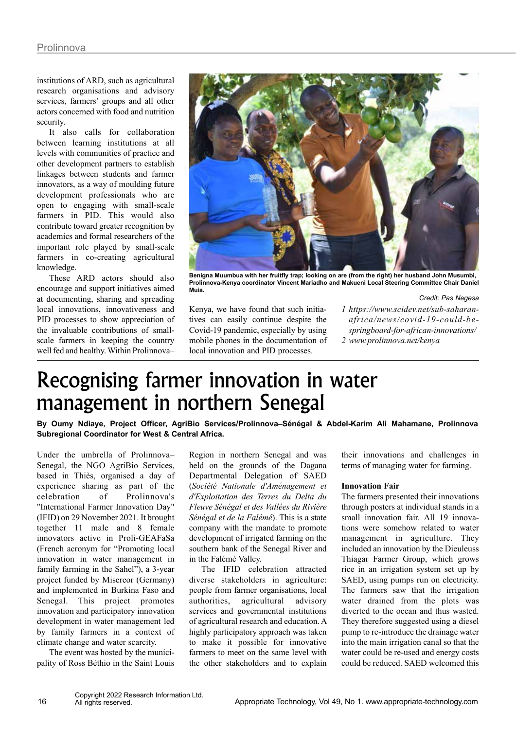institutions of ARD, such as agricultural research organisations and advisory services, farmers' groups and all other actors concerned with food and nutrition security.

It also calls for collaboration between learning institutions at all levels with communities of practice and other development partners to establish linkages between students and farmer innovators, as a way of moulding future development professionals who are open to engaging with small-scale farmers in PID. This would also contribute toward greater recognition by academics and formal researchers of the important role played by small-scale farmers in co-creating agricultural knowledge.

These ARD actors should also encourage and support initiatives aimed at documenting, sharing and spreading local innovations, innovativeness and PID processes to show appreciation of the invaluable contributions of small-scale farmers in keeping the country well fed and healthy. Within Prolinnova–Kenya, we have found that such initiatives can easily continue despite the Covid-19 pandemic, especially by using mobile phones in the documentation of local innovation and PID processes.

**Benigna Muumbua with her fruitfly trap; looking on are (from the right) her husband John Musumbi, Prolinnova-Kenya coordinator Vincent Mariadho and Makueni Local Steering Committee Chair Daniel Muia.**

*Credit: Pas Negesa*

1 *https://www.scidev.net/sub-saharan-africa/news/covid-19-could-be-springboard-for-african-innovations/*
2 *www.prolinnova.net/kenya*

# Recognising farmer innovation in water management in northern Senegal

**By Oumy Ndiaye, Project Officer, AgriBio Services/Prolinnova–Sénégal & Abdel-Karim Ali Mahamane, Prolinnova Subregional Coordinator for West & Central Africa.**

Under the umbrella of Prolinnova–Senegal, the NGO AgriBio Services, based in Thiès, organised a day of experience sharing as part of the celebration of Prolinnova's "International Farmer Innovation Day" (IFID) on 29 November 2021. It brought together 11 male and 8 female innovators active in Proli-GEAFaSa (French acronym for "Promoting local innovation in water management in family farming in the Sahel"), a 3-year project funded by Misereor (Germany) and implemented in Burkina Faso and Senegal. This project promotes innovation and participatory innovation development in water management led by family farmers in a context of climate change and water scarcity.

The event was hosted by the municipality of Ross Béthio in the Saint Louis Region in northern Senegal and was held on the grounds of the Dagana Departmental Delegation of SAED (*Société Nationale d'Aménagement et d'Exploitation des Terres du Delta du Fleuve Sénégal et des Vallées du Rivière Sénégal et de la Falémé*). This is a state company with the mandate to promote development of irrigated farming on the southern bank of the Senegal River and in the Falémé Valley.

The IFID celebration attracted diverse stakeholders in agriculture: people from farmer organisations, local authorities, agricultural advisory services and governmental institutions of agricultural research and education. A highly participatory approach was taken to make it possible for innovative farmers to meet on the same level with the other stakeholders and to explain their innovations and challenges in terms of managing water for farming.

**Innovation Fair**

The farmers presented their innovations through posters at individual stands in a small innovation fair. All 19 innovations were somehow related to water management in agriculture. They included an innovation by the Dieuleuss Thiagar Farmer Group, which grows rice in an irrigation system set up by SAED, using pumps run on electricity. The farmers saw that the irrigation water drained from the plots was diverted to the ocean and thus wasted. They therefore suggested using a diesel pump to re-introduce the drainage water into the main irrigation canal so that the water could be re-used and energy costs could be reduced. SAED welcomed this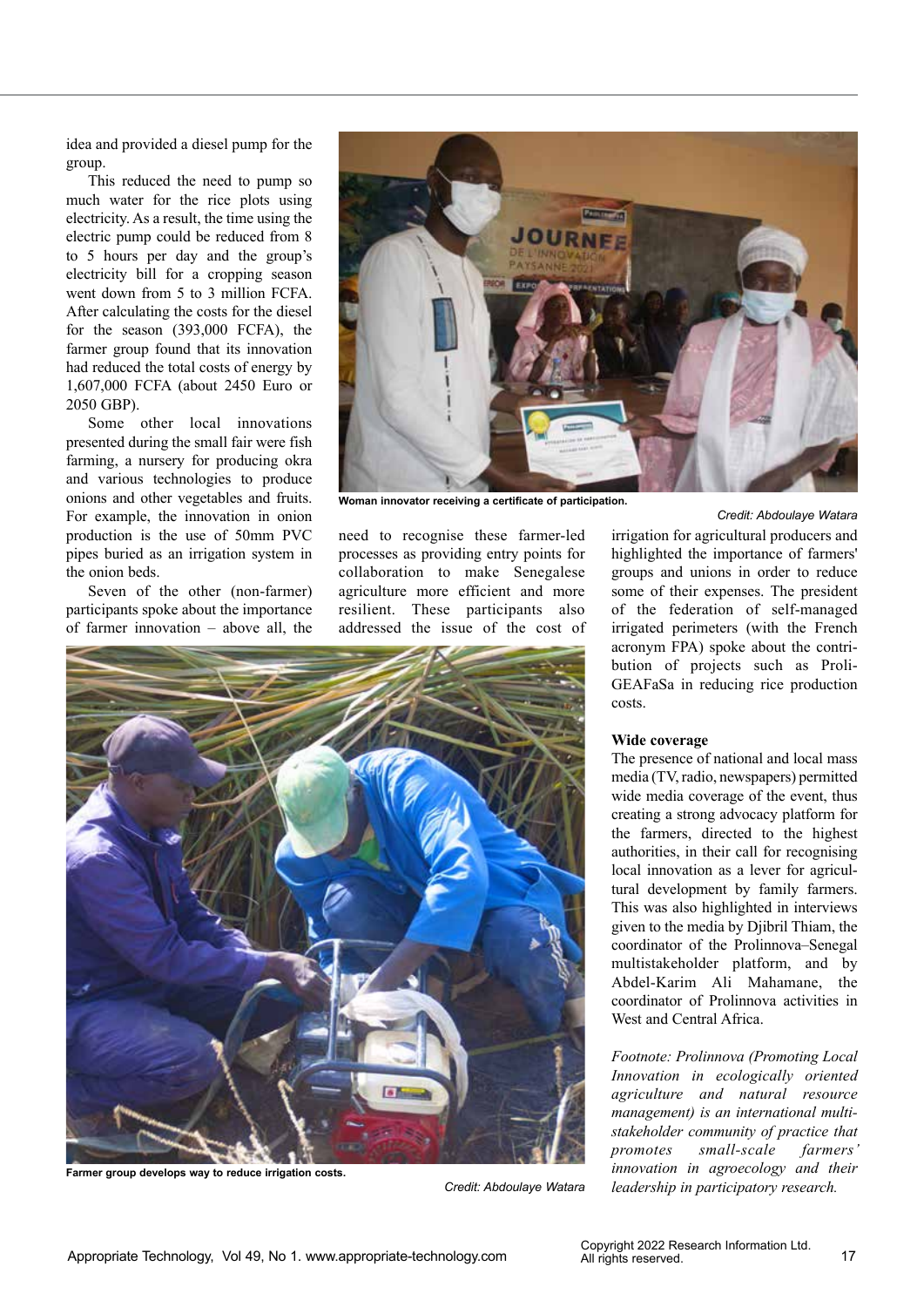idea and provided a diesel pump for the group.

This reduced the need to pump so much water for the rice plots using electricity. As a result, the time using the electric pump could be reduced from 8 to 5 hours per day and the group's electricity bill for a cropping season went down from 5 to 3 million FCFA. After calculating the costs for the diesel for the season (393,000 FCFA), the farmer group found that its innovation had reduced the total costs of energy by 1,607,000 FCFA (about 2450 Euro or 2050 GBP).

Some other local innovations presented during the small fair were fish farming, a nursery for producing okra and various technologies to produce onions and other vegetables and fruits. For example, the innovation in onion production is the use of 50mm PVC pipes buried as an irrigation system in the onion beds.

Seven of the other (non-farmer) participants spoke about the importance of farmer innovation – above all, the need to recognise these farmer-led processes as providing entry points for collaboration to make Senegalese agriculture more efficient and more resilient. These participants also addressed the issue of the cost of irrigation for agricultural producers and highlighted the importance of farmers' groups and unions in order to reduce some of their expenses. The president of the federation of self-managed irrigated perimeters (with the French acronym FPA) spoke about the contribution of projects such as Proli-GEAFaSa in reducing rice production costs.

**Woman innovator receiving a certificate of participation.** Credit: Abdoulaye Watara

**Farmer group develops way to reduce irrigation costs.** Credit: Abdoulaye Watara

**Wide coverage**

The presence of national and local mass media (TV, radio, newspapers) permitted wide media coverage of the event, thus creating a strong advocacy platform for the farmers, directed to the highest authorities, in their call for recognising local innovation as a lever for agricultural development by family farmers. This was also highlighted in interviews given to the media by Djibril Thiam, the coordinator of the Prolinnova–Senegal multistakeholder platform, and by Abdel-Karim Ali Mahamane, the coordinator of Prolinnova activities in West and Central Africa.

*Footnote: Prolinnova (Promoting Local Innovation in ecologically oriented agriculture and natural resource management) is an international multi-stakeholder community of practice that promotes small-scale farmers' innovation in agroecology and their leadership in participatory research.*